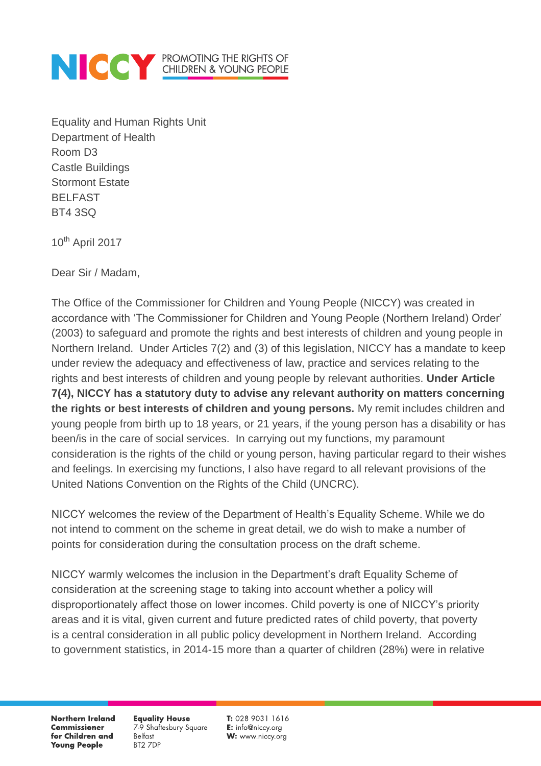NICCY PROMOTING THE RIGHTS OF CHILDREN & YOUNG PEOPLE

Equality and Human Rights Unit
Department of Health
Room D3
Castle Buildings
Stormont Estate
BELFAST
BT4 3SQ

10th April 2017

Dear Sir / Madam,

The Office of the Commissioner for Children and Young People (NICCY) was created in accordance with 'The Commissioner for Children and Young People (Northern Ireland) Order' (2003) to safeguard and promote the rights and best interests of children and young people in Northern Ireland. Under Articles 7(2) and (3) of this legislation, NICCY has a mandate to keep under review the adequacy and effectiveness of law, practice and services relating to the rights and best interests of children and young people by relevant authorities. **Under Article 7(4), NICCY has a statutory duty to advise any relevant authority on matters concerning the rights or best interests of children and young persons.** My remit includes children and young people from birth up to 18 years, or 21 years, if the young person has a disability or has been/is in the care of social services. In carrying out my functions, my paramount consideration is the rights of the child or young person, having particular regard to their wishes and feelings. In exercising my functions, I also have regard to all relevant provisions of the United Nations Convention on the Rights of the Child (UNCRC).

NICCY welcomes the review of the Department of Health's Equality Scheme. While we do not intend to comment on the scheme in great detail, we do wish to make a number of points for consideration during the consultation process on the draft scheme.

NICCY warmly welcomes the inclusion in the Department's draft Equality Scheme of consideration at the screening stage to taking into account whether a policy will disproportionately affect those on lower incomes. Child poverty is one of NICCY's priority areas and it is vital, given current and future predicted rates of child poverty, that poverty is a central consideration in all public policy development in Northern Ireland. According to government statistics, in 2014-15 more than a quarter of children (28%) were in relative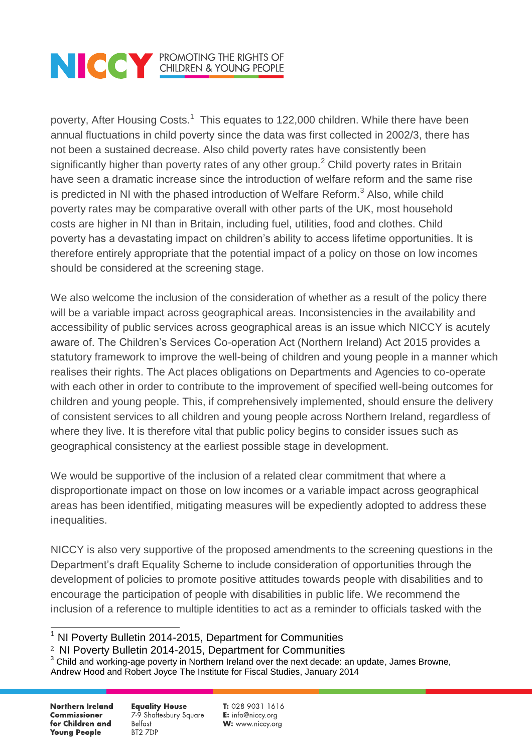poverty, After Housing Costs.[1] This equates to 122,000 children. While there have been annual fluctuations in child poverty since the data was first collected in 2002/3, there has not been a sustained decrease. Also child poverty rates have consistently been significantly higher than poverty rates of any other group.[2] Child poverty rates in Britain have seen a dramatic increase since the introduction of welfare reform and the same rise is predicted in NI with the phased introduction of Welfare Reform.[3] Also, while child poverty rates may be comparative overall with other parts of the UK, most household costs are higher in NI than in Britain, including fuel, utilities, food and clothes. Child poverty has a devastating impact on children's ability to access lifetime opportunities. It is therefore entirely appropriate that the potential impact of a policy on those on low incomes should be considered at the screening stage.

We also welcome the inclusion of the consideration of whether as a result of the policy there will be a variable impact across geographical areas. Inconsistencies in the availability and accessibility of public services across geographical areas is an issue which NICCY is acutely aware of. The Children's Services Co-operation Act (Northern Ireland) Act 2015 provides a statutory framework to improve the well-being of children and young people in a manner which realises their rights. The Act places obligations on Departments and Agencies to co-operate with each other in order to contribute to the improvement of specified well-being outcomes for children and young people. This, if comprehensively implemented, should ensure the delivery of consistent services to all children and young people across Northern Ireland, regardless of where they live. It is therefore vital that public policy begins to consider issues such as geographical consistency at the earliest possible stage in development.

We would be supportive of the inclusion of a related clear commitment that where a disproportionate impact on those on low incomes or a variable impact across geographical areas has been identified, mitigating measures will be expediently adopted to address these inequalities.

NICCY is also very supportive of the proposed amendments to the screening questions in the Department's draft Equality Scheme to include consideration of opportunities through the development of policies to promote positive attitudes towards people with disabilities and to encourage the participation of people with disabilities in public life. We recommend the inclusion of a reference to multiple identities to act as a reminder to officials tasked with the

---

[1] NI Poverty Bulletin 2014-2015, Department for Communities

[2] NI Poverty Bulletin 2014-2015, Department for Communities

[3] Child and working-age poverty in Northern Ireland over the next decade: an update, James Browne, Andrew Hood and Robert Joyce The Institute for Fiscal Studies, January 2014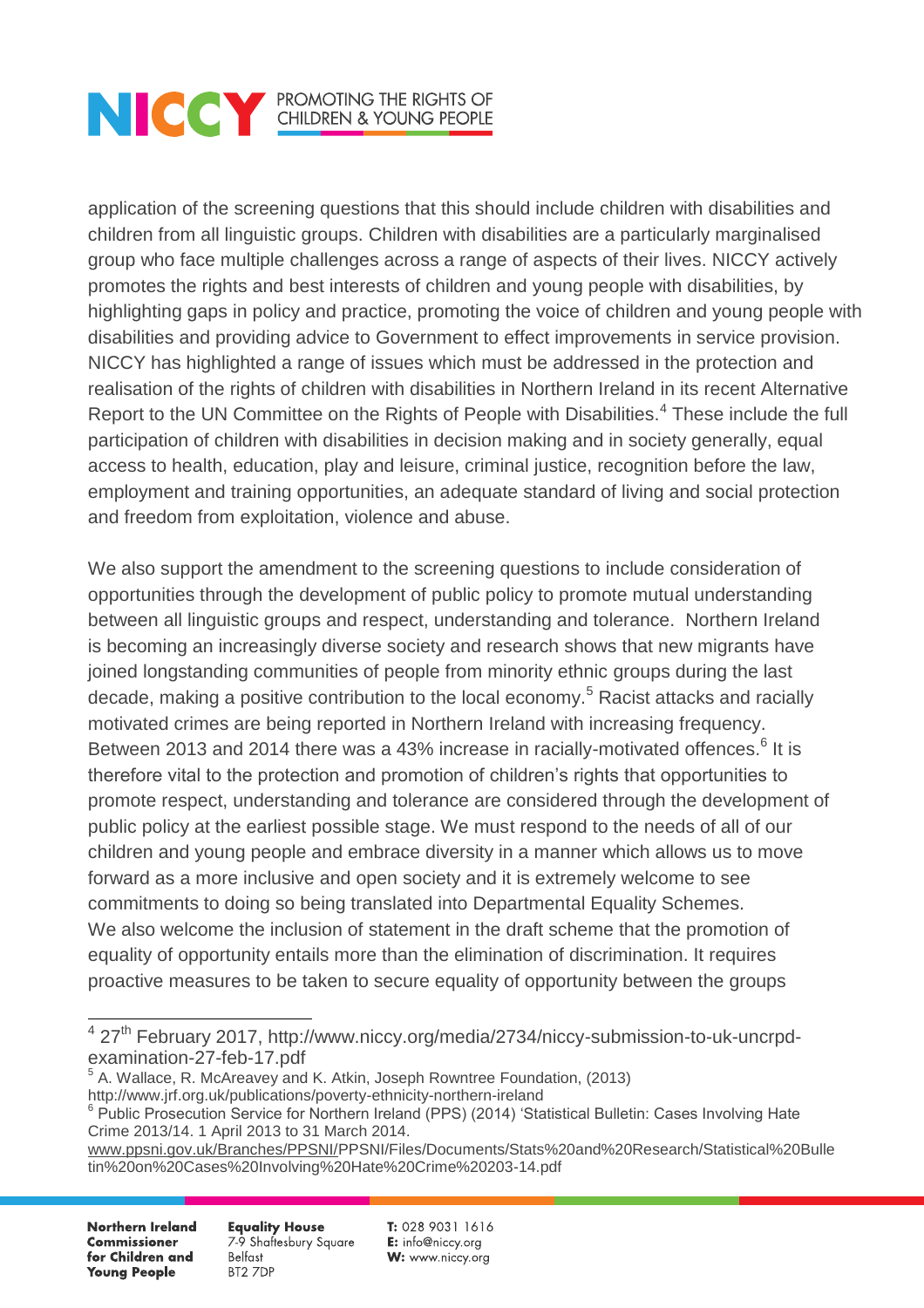application of the screening questions that this should include children with disabilities and children from all linguistic groups. Children with disabilities are a particularly marginalised group who face multiple challenges across a range of aspects of their lives. NICCY actively promotes the rights and best interests of children and young people with disabilities, by highlighting gaps in policy and practice, promoting the voice of children and young people with disabilities and providing advice to Government to effect improvements in service provision. NICCY has highlighted a range of issues which must be addressed in the protection and realisation of the rights of children with disabilities in Northern Ireland in its recent Alternative Report to the UN Committee on the Rights of People with Disabilities.[4] These include the full participation of children with disabilities in decision making and in society generally, equal access to health, education, play and leisure, criminal justice, recognition before the law, employment and training opportunities, an adequate standard of living and social protection and freedom from exploitation, violence and abuse.

We also support the amendment to the screening questions to include consideration of opportunities through the development of public policy to promote mutual understanding between all linguistic groups and respect, understanding and tolerance. Northern Ireland is becoming an increasingly diverse society and research shows that new migrants have joined longstanding communities of people from minority ethnic groups during the last decade, making a positive contribution to the local economy.[5] Racist attacks and racially motivated crimes are being reported in Northern Ireland with increasing frequency. Between 2013 and 2014 there was a 43% increase in racially-motivated offences.[6] It is therefore vital to the protection and promotion of children's rights that opportunities to promote respect, understanding and tolerance are considered through the development of public policy at the earliest possible stage. We must respond to the needs of all of our children and young people and embrace diversity in a manner which allows us to move forward as a more inclusive and open society and it is extremely welcome to see commitments to doing so being translated into Departmental Equality Schemes.
We also welcome the inclusion of statement in the draft scheme that the promotion of equality of opportunity entails more than the elimination of discrimination. It requires proactive measures to be taken to secure equality of opportunity between the groups

---

[4] 27th February 2017, http://www.niccy.org/media/2734/niccy-submission-to-uk-uncrpd-examination-27-feb-17.pdf

[5] A. Wallace, R. McAreavey and K. Atkin, Joseph Rowntree Foundation, (2013) http://www.jrf.org.uk/publications/poverty-ethnicity-northern-ireland

[6] Public Prosecution Service for Northern Ireland (PPS) (2014) 'Statistical Bulletin: Cases Involving Hate Crime 2013/14. 1 April 2013 to 31 March 2014. www.ppsni.gov.uk/Branches/PPSNI/PPSNI/Files/Documents/Stats%20and%20Research/Statistical%20Bulletin%20on%20Cases%20Involving%20Hate%20Crime%20203-14.pdf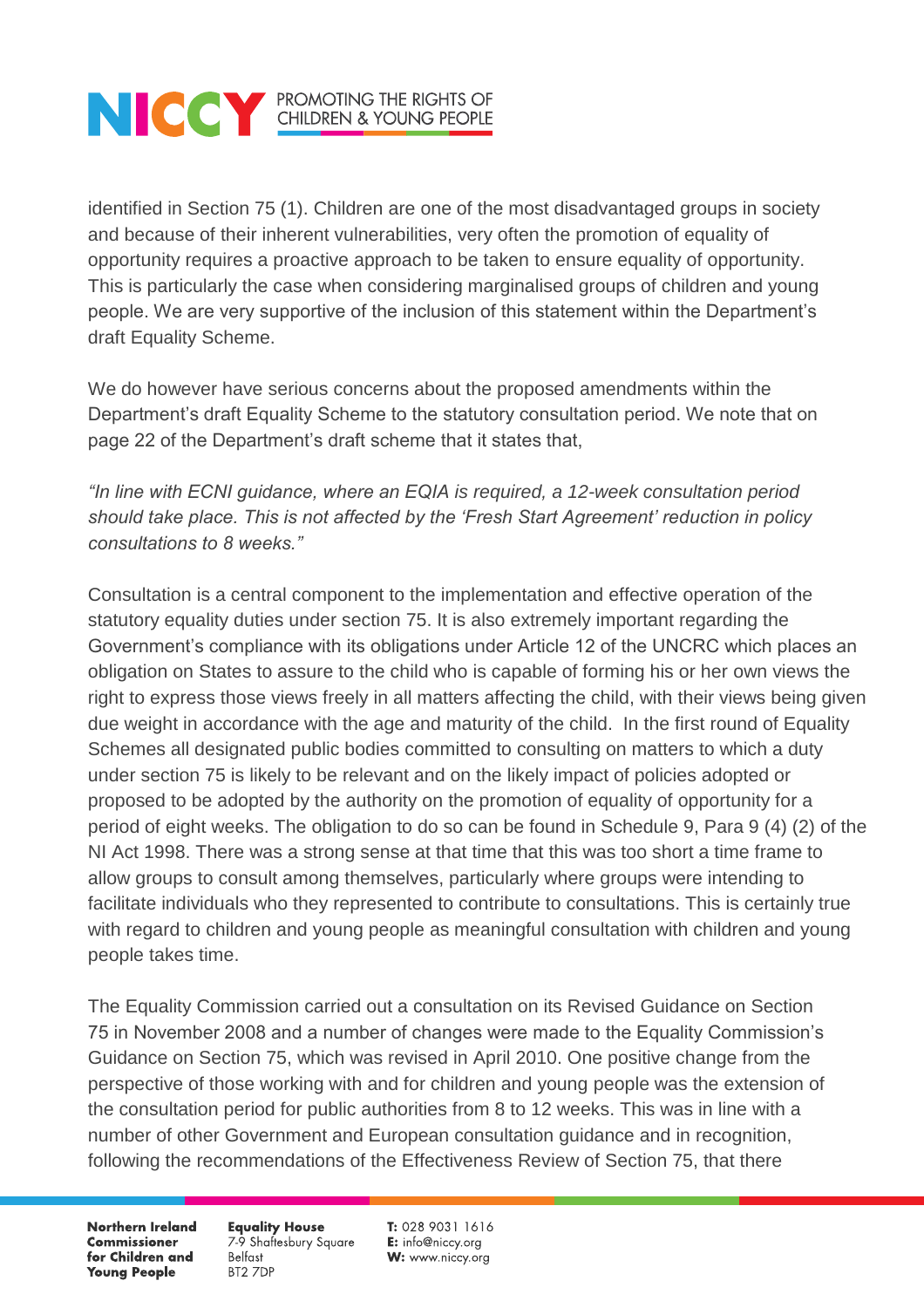identified in Section 75 (1). Children are one of the most disadvantaged groups in society and because of their inherent vulnerabilities, very often the promotion of equality of opportunity requires a proactive approach to be taken to ensure equality of opportunity. This is particularly the case when considering marginalised groups of children and young people. We are very supportive of the inclusion of this statement within the Department's draft Equality Scheme.

We do however have serious concerns about the proposed amendments within the Department's draft Equality Scheme to the statutory consultation period. We note that on page 22 of the Department's draft scheme that it states that,

*"In line with ECNI guidance, where an EQIA is required, a 12-week consultation period should take place. This is not affected by the 'Fresh Start Agreement' reduction in policy consultations to 8 weeks."*

Consultation is a central component to the implementation and effective operation of the statutory equality duties under section 75. It is also extremely important regarding the Government's compliance with its obligations under Article 12 of the UNCRC which places an obligation on States to assure to the child who is capable of forming his or her own views the right to express those views freely in all matters affecting the child, with their views being given due weight in accordance with the age and maturity of the child. In the first round of Equality Schemes all designated public bodies committed to consulting on matters to which a duty under section 75 is likely to be relevant and on the likely impact of policies adopted or proposed to be adopted by the authority on the promotion of equality of opportunity for a period of eight weeks. The obligation to do so can be found in Schedule 9, Para 9 (4) (2) of the NI Act 1998. There was a strong sense at that time that this was too short a time frame to allow groups to consult among themselves, particularly where groups were intending to facilitate individuals who they represented to contribute to consultations. This is certainly true with regard to children and young people as meaningful consultation with children and young people takes time.

The Equality Commission carried out a consultation on its Revised Guidance on Section 75 in November 2008 and a number of changes were made to the Equality Commission's Guidance on Section 75, which was revised in April 2010. One positive change from the perspective of those working with and for children and young people was the extension of the consultation period for public authorities from 8 to 12 weeks. This was in line with a number of other Government and European consultation guidance and in recognition, following the recommendations of the Effectiveness Review of Section 75, that there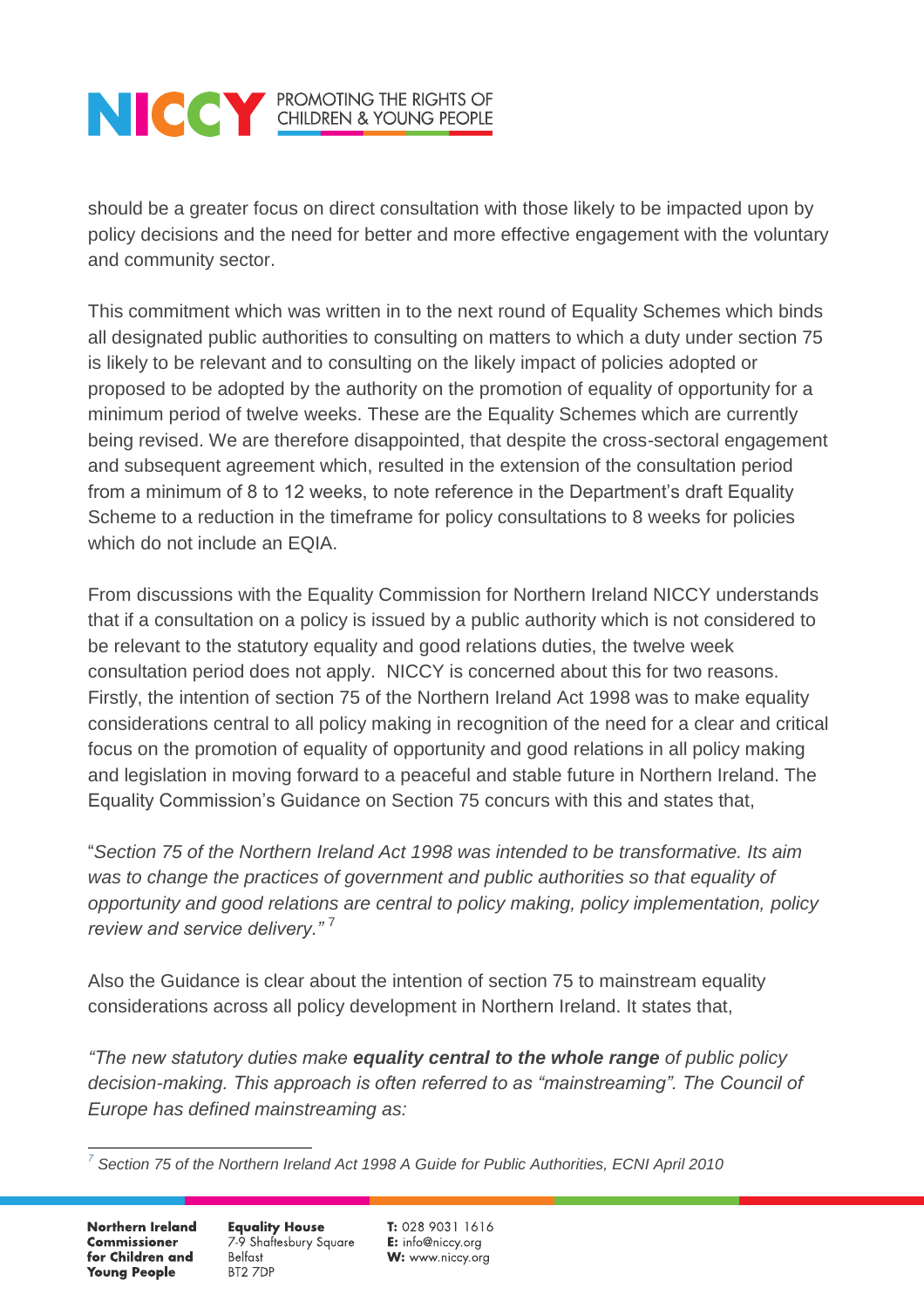should be a greater focus on direct consultation with those likely to be impacted upon by policy decisions and the need for better and more effective engagement with the voluntary and community sector.

This commitment which was written in to the next round of Equality Schemes which binds all designated public authorities to consulting on matters to which a duty under section 75 is likely to be relevant and to consulting on the likely impact of policies adopted or proposed to be adopted by the authority on the promotion of equality of opportunity for a minimum period of twelve weeks. These are the Equality Schemes which are currently being revised. We are therefore disappointed, that despite the cross-sectoral engagement and subsequent agreement which, resulted in the extension of the consultation period from a minimum of 8 to 12 weeks, to note reference in the Department's draft Equality Scheme to a reduction in the timeframe for policy consultations to 8 weeks for policies which do not include an EQIA.

From discussions with the Equality Commission for Northern Ireland NICCY understands that if a consultation on a policy is issued by a public authority which is not considered to be relevant to the statutory equality and good relations duties, the twelve week consultation period does not apply. NICCY is concerned about this for two reasons. Firstly, the intention of section 75 of the Northern Ireland Act 1998 was to make equality considerations central to all policy making in recognition of the need for a clear and critical focus on the promotion of equality of opportunity and good relations in all policy making and legislation in moving forward to a peaceful and stable future in Northern Ireland. The Equality Commission's Guidance on Section 75 concurs with this and states that,

"*Section 75 of the Northern Ireland Act 1998 was intended to be transformative. Its aim was to change the practices of government and public authorities so that equality of opportunity and good relations are central to policy making, policy implementation, policy review and service delivery."* [7]

Also the Guidance is clear about the intention of section 75 to mainstream equality considerations across all policy development in Northern Ireland. It states that,

*"The new statutory duties make* ***equality central to the whole range*** *of public policy decision-making. This approach is often referred to as "mainstreaming". The Council of Europe has defined mainstreaming as:*

---

[7] *Section 75 of the Northern Ireland Act 1998 A Guide for Public Authorities, ECNI April 2010*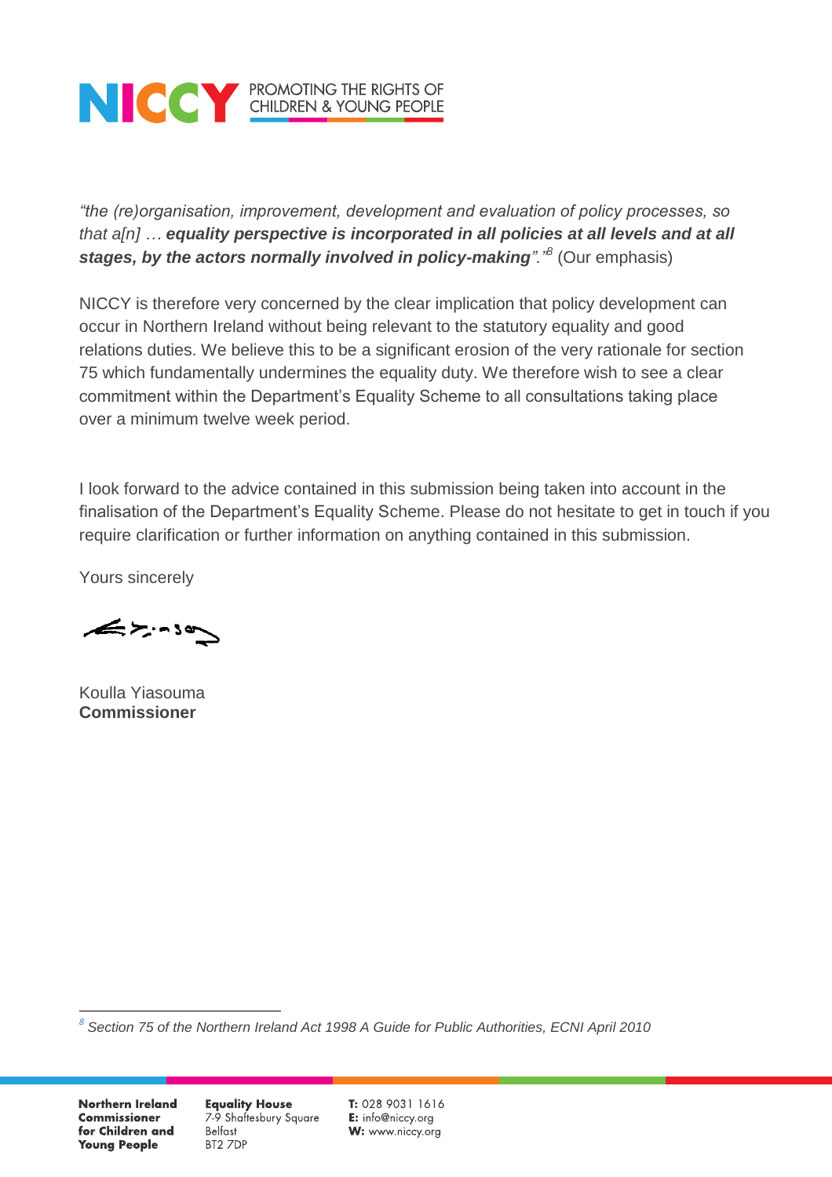*"the (re)organisation, improvement, development and evaluation of policy processes, so that a[n] … **equality perspective is incorporated in all policies at all levels and at all stages, by the actors normally involved in policy-making**"."*[8] (Our emphasis)

NICCY is therefore very concerned by the clear implication that policy development can occur in Northern Ireland without being relevant to the statutory equality and good relations duties. We believe this to be a significant erosion of the very rationale for section 75 which fundamentally undermines the equality duty. We therefore wish to see a clear commitment within the Department's Equality Scheme to all consultations taking place over a minimum twelve week period.

I look forward to the advice contained in this submission being taken into account in the finalisation of the Department's Equality Scheme. Please do not hesitate to get in touch if you require clarification or further information on anything contained in this submission.

Yours sincerely

Koulla Yiasouma
**Commissioner**

---

[8] *Section 75 of the Northern Ireland Act 1998 A Guide for Public Authorities, ECNI April 2010*